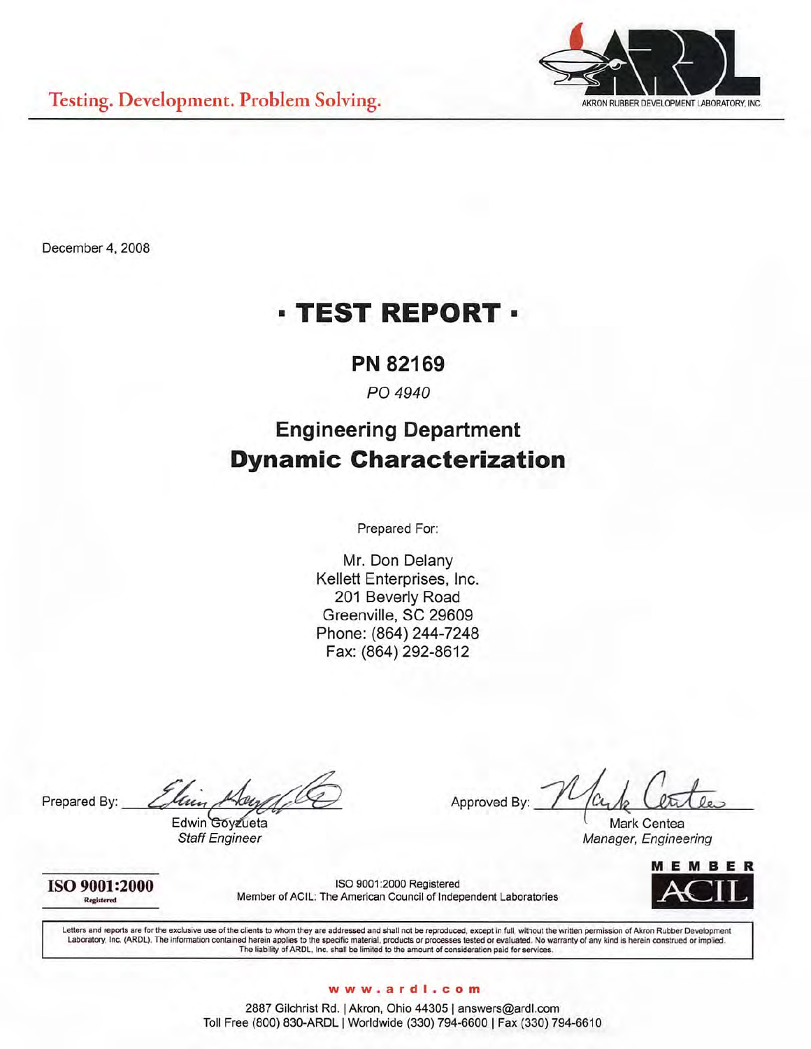Testing. Development. Problem Solving.

AKRON RUBBER DEVELOPMENT LABORATORY, INC.

December 4, 2008

# · TEST REPORT ·

## PN 82169

*PO 4940*

## Engineering Department
## **Dynamic Characterization**

Prepared For:

Mr. Don Delany
Kellett Enterprises, Inc.
201 Beverly Road
Greenville, SC 29609
Phone: (864) 244-7248
Fax: (864) 292-8612

Prepared By: Edwin Goyzueta, *Staff Engineer*

Approved By: Mark Centea, *Manager, Engineering*

**ISO 9001:2000** Registered

ISO 9001:2000 Registered
Member of ACIL: The American Council of Independent Laboratories

MEMBER ACIL

Letters and reports are for the exclusive use of the clients to whom they are addressed and shall not be reproduced, except in full, without the written permission of Akron Rubber Development Laboratory, Inc. (ARDL). The information contained herein applies to the specific material, products or processes tested or evaluated. No warranty of any kind is herein construed or implied. The liability of ARDL, Inc. shall be limited to the amount of consideration paid for services.

www.ardl.com

2887 Gilchrist Rd. | Akron, Ohio 44305 | answers@ardl.com
Toll Free (800) 830-ARDL | Worldwide (330) 794-6600 | Fax (330) 794-6610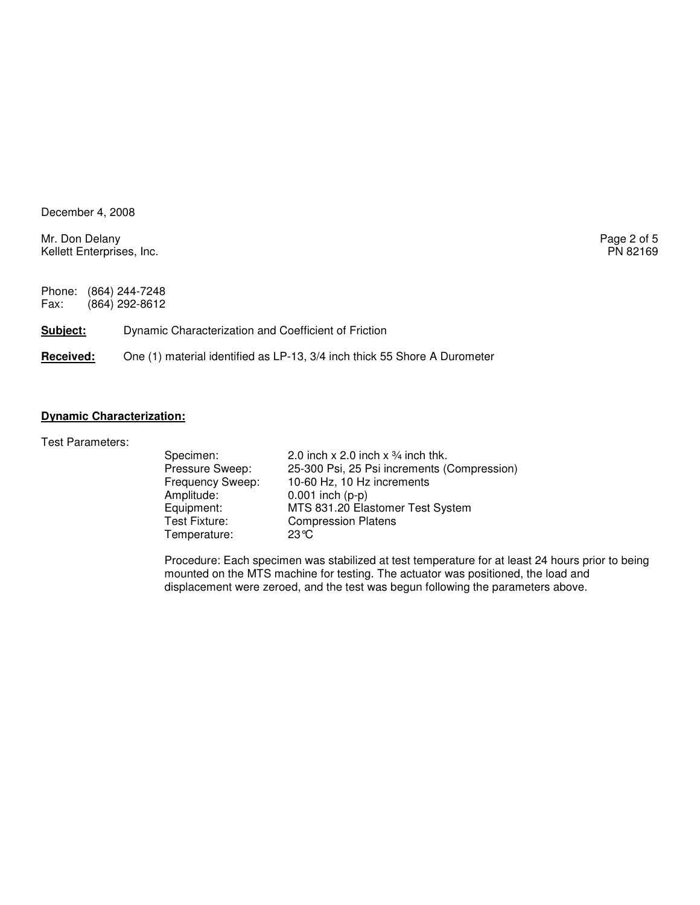December 4, 2008

Mr. Don Delany
Kellett Enterprises, Inc.

PN 82169

Phone: (864) 244-7248
Fax: (864) 292-8612

**Subject:** Dynamic Characterization and Coefficient of Friction

**Received:** One (1) material identified as LP-13, 3/4 inch thick 55 Shore A Durometer

**Dynamic Characterization:**

Test Parameters:

| | |
|---|---|
| Specimen: | 2.0 inch x 2.0 inch x ¾ inch thk. |
| Pressure Sweep: | 25-300 Psi, 25 Psi increments (Compression) |
| Frequency Sweep: | 10-60 Hz, 10 Hz increments |
| Amplitude: | 0.001 inch (p-p) |
| Equipment: | MTS 831.20 Elastomer Test System |
| Test Fixture: | Compression Platens |
| Temperature: | 23°C |

Procedure: Each specimen was stabilized at test temperature for at least 24 hours prior to being mounted on the MTS machine for testing. The actuator was positioned, the load and displacement were zeroed, and the test was begun following the parameters above.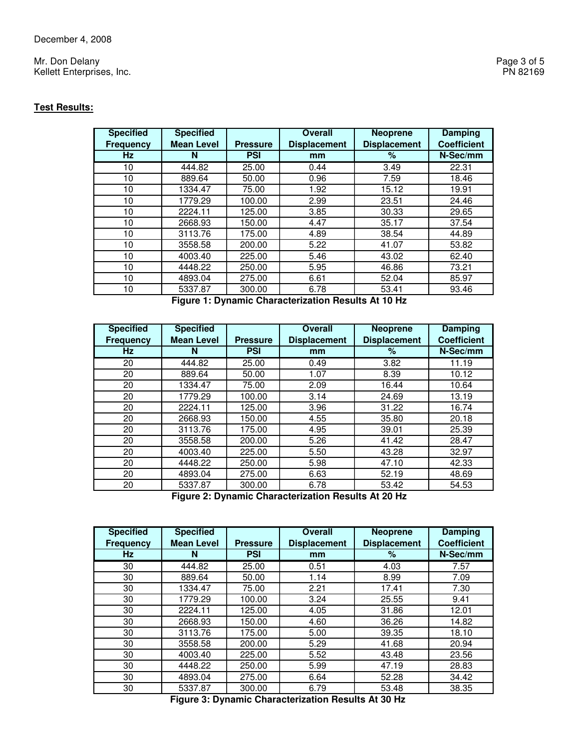December 4, 2008

Mr. Don Delany
Kellett Enterprises, Inc.

PN 82169

**Test Results:**

| Specified Frequency | Specified Mean Level | Pressure | Overall Displacement | Neoprene Displacement | Damping Coefficient |
|---|---|---|---|---|---|
| Hz | N | PSI | mm | % | N-Sec/mm |
| 10 | 444.82 | 25.00 | 0.44 | 3.49 | 22.31 |
| 10 | 889.64 | 50.00 | 0.96 | 7.59 | 18.46 |
| 10 | 1334.47 | 75.00 | 1.92 | 15.12 | 19.91 |
| 10 | 1779.29 | 100.00 | 2.99 | 23.51 | 24.46 |
| 10 | 2224.11 | 125.00 | 3.85 | 30.33 | 29.65 |
| 10 | 2668.93 | 150.00 | 4.47 | 35.17 | 37.54 |
| 10 | 3113.76 | 175.00 | 4.89 | 38.54 | 44.89 |
| 10 | 3558.58 | 200.00 | 5.22 | 41.07 | 53.82 |
| 10 | 4003.40 | 225.00 | 5.46 | 43.02 | 62.40 |
| 10 | 4448.22 | 250.00 | 5.95 | 46.86 | 73.21 |
| 10 | 4893.04 | 275.00 | 6.61 | 52.04 | 85.97 |
| 10 | 5337.87 | 300.00 | 6.78 | 53.41 | 93.46 |

**Figure 1: Dynamic Characterization Results At 10 Hz**

| Specified Frequency | Specified Mean Level | Pressure | Overall Displacement | Neoprene Displacement | Damping Coefficient |
|---|---|---|---|---|---|
| Hz | N | PSI | mm | % | N-Sec/mm |
| 20 | 444.82 | 25.00 | 0.49 | 3.82 | 11.19 |
| 20 | 889.64 | 50.00 | 1.07 | 8.39 | 10.12 |
| 20 | 1334.47 | 75.00 | 2.09 | 16.44 | 10.64 |
| 20 | 1779.29 | 100.00 | 3.14 | 24.69 | 13.19 |
| 20 | 2224.11 | 125.00 | 3.96 | 31.22 | 16.74 |
| 20 | 2668.93 | 150.00 | 4.55 | 35.80 | 20.18 |
| 20 | 3113.76 | 175.00 | 4.95 | 39.01 | 25.39 |
| 20 | 3558.58 | 200.00 | 5.26 | 41.42 | 28.47 |
| 20 | 4003.40 | 225.00 | 5.50 | 43.28 | 32.97 |
| 20 | 4448.22 | 250.00 | 5.98 | 47.10 | 42.33 |
| 20 | 4893.04 | 275.00 | 6.63 | 52.19 | 48.69 |
| 20 | 5337.87 | 300.00 | 6.78 | 53.42 | 54.53 |

**Figure 2: Dynamic Characterization Results At 20 Hz**

| Specified Frequency | Specified Mean Level | Pressure | Overall Displacement | Neoprene Displacement | Damping Coefficient |
|---|---|---|---|---|---|
| Hz | N | PSI | mm | % | N-Sec/mm |
| 30 | 444.82 | 25.00 | 0.51 | 4.03 | 7.57 |
| 30 | 889.64 | 50.00 | 1.14 | 8.99 | 7.09 |
| 30 | 1334.47 | 75.00 | 2.21 | 17.41 | 7.30 |
| 30 | 1779.29 | 100.00 | 3.24 | 25.55 | 9.41 |
| 30 | 2224.11 | 125.00 | 4.05 | 31.86 | 12.01 |
| 30 | 2668.93 | 150.00 | 4.60 | 36.26 | 14.82 |
| 30 | 3113.76 | 175.00 | 5.00 | 39.35 | 18.10 |
| 30 | 3558.58 | 200.00 | 5.29 | 41.68 | 20.94 |
| 30 | 4003.40 | 225.00 | 5.52 | 43.48 | 23.56 |
| 30 | 4448.22 | 250.00 | 5.99 | 47.19 | 28.83 |
| 30 | 4893.04 | 275.00 | 6.64 | 52.28 | 34.42 |
| 30 | 5337.87 | 300.00 | 6.79 | 53.48 | 38.35 |

**Figure 3: Dynamic Characterization Results At 30 Hz**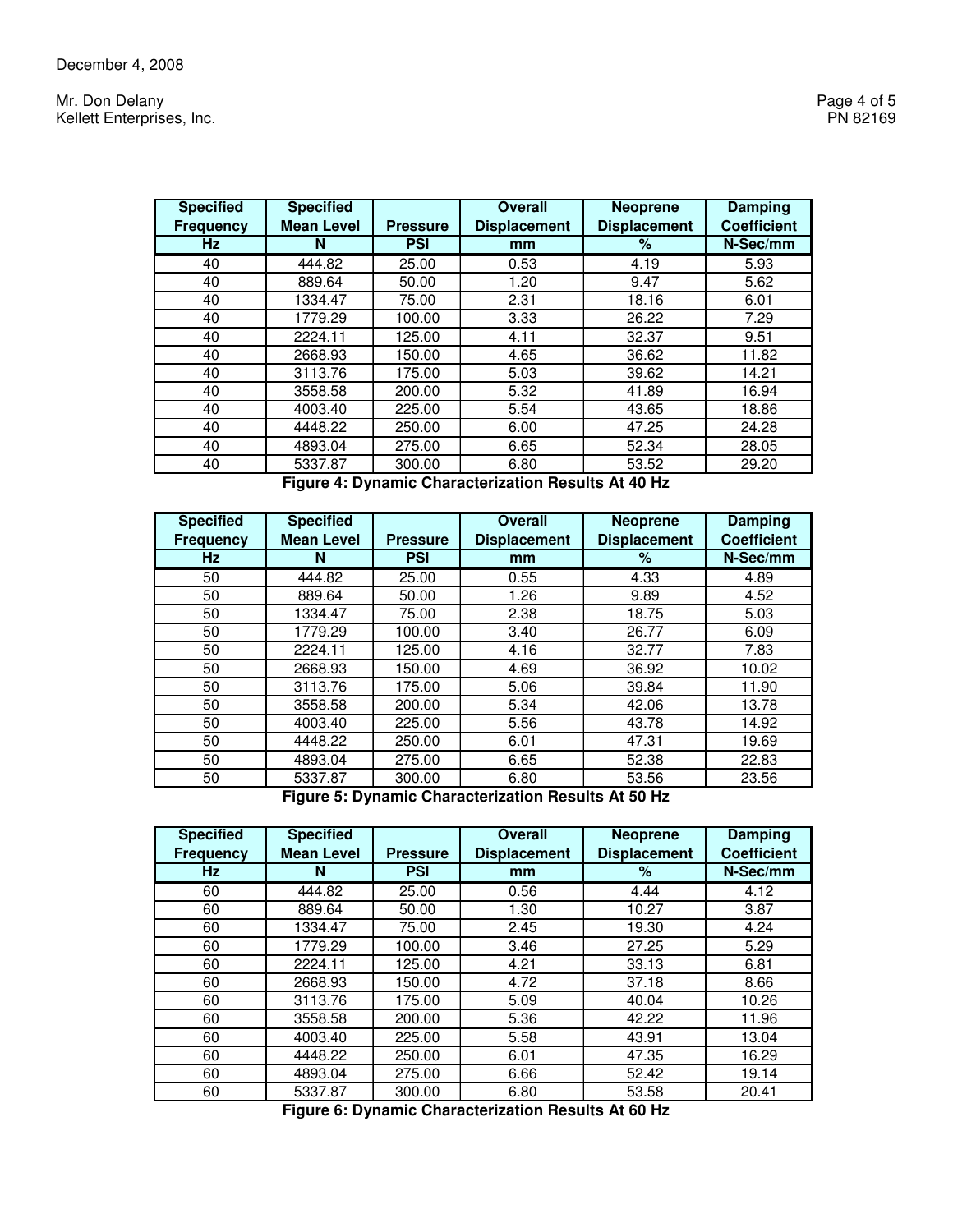| Specified Frequency | Specified Mean Level | Pressure | Overall Displacement | Neoprene Displacement | Damping Coefficient |
|---|---|---|---|---|---|
| Hz | N | PSI | mm | % | N-Sec/mm |
| 40 | 444.82 | 25.00 | 0.53 | 4.19 | 5.93 |
| 40 | 889.64 | 50.00 | 1.20 | 9.47 | 5.62 |
| 40 | 1334.47 | 75.00 | 2.31 | 18.16 | 6.01 |
| 40 | 1779.29 | 100.00 | 3.33 | 26.22 | 7.29 |
| 40 | 2224.11 | 125.00 | 4.11 | 32.37 | 9.51 |
| 40 | 2668.93 | 150.00 | 4.65 | 36.62 | 11.82 |
| 40 | 3113.76 | 175.00 | 5.03 | 39.62 | 14.21 |
| 40 | 3558.58 | 200.00 | 5.32 | 41.89 | 16.94 |
| 40 | 4003.40 | 225.00 | 5.54 | 43.65 | 18.86 |
| 40 | 4448.22 | 250.00 | 6.00 | 47.25 | 24.28 |
| 40 | 4893.04 | 275.00 | 6.65 | 52.34 | 28.05 |
| 40 | 5337.87 | 300.00 | 6.80 | 53.52 | 29.20 |

**Figure 4: Dynamic Characterization Results At 40 Hz**

| Specified Frequency | Specified Mean Level | Pressure | Overall Displacement | Neoprene Displacement | Damping Coefficient |
|---|---|---|---|---|---|
| Hz | N | PSI | mm | % | N-Sec/mm |
| 50 | 444.82 | 25.00 | 0.55 | 4.33 | 4.89 |
| 50 | 889.64 | 50.00 | 1.26 | 9.89 | 4.52 |
| 50 | 1334.47 | 75.00 | 2.38 | 18.75 | 5.03 |
| 50 | 1779.29 | 100.00 | 3.40 | 26.77 | 6.09 |
| 50 | 2224.11 | 125.00 | 4.16 | 32.77 | 7.83 |
| 50 | 2668.93 | 150.00 | 4.69 | 36.92 | 10.02 |
| 50 | 3113.76 | 175.00 | 5.06 | 39.84 | 11.90 |
| 50 | 3558.58 | 200.00 | 5.34 | 42.06 | 13.78 |
| 50 | 4003.40 | 225.00 | 5.56 | 43.78 | 14.92 |
| 50 | 4448.22 | 250.00 | 6.01 | 47.31 | 19.69 |
| 50 | 4893.04 | 275.00 | 6.65 | 52.38 | 22.83 |
| 50 | 5337.87 | 300.00 | 6.80 | 53.56 | 23.56 |

**Figure 5: Dynamic Characterization Results At 50 Hz**

| Specified Frequency | Specified Mean Level | Pressure | Overall Displacement | Neoprene Displacement | Damping Coefficient |
|---|---|---|---|---|---|
| Hz | N | PSI | mm | % | N-Sec/mm |
| 60 | 444.82 | 25.00 | 0.56 | 4.44 | 4.12 |
| 60 | 889.64 | 50.00 | 1.30 | 10.27 | 3.87 |
| 60 | 1334.47 | 75.00 | 2.45 | 19.30 | 4.24 |
| 60 | 1779.29 | 100.00 | 3.46 | 27.25 | 5.29 |
| 60 | 2224.11 | 125.00 | 4.21 | 33.13 | 6.81 |
| 60 | 2668.93 | 150.00 | 4.72 | 37.18 | 8.66 |
| 60 | 3113.76 | 175.00 | 5.09 | 40.04 | 10.26 |
| 60 | 3558.58 | 200.00 | 5.36 | 42.22 | 11.96 |
| 60 | 4003.40 | 225.00 | 5.58 | 43.91 | 13.04 |
| 60 | 4448.22 | 250.00 | 6.01 | 47.35 | 16.29 |
| 60 | 4893.04 | 275.00 | 6.66 | 52.42 | 19.14 |
| 60 | 5337.87 | 300.00 | 6.80 | 53.58 | 20.41 |

**Figure 6: Dynamic Characterization Results At 60 Hz**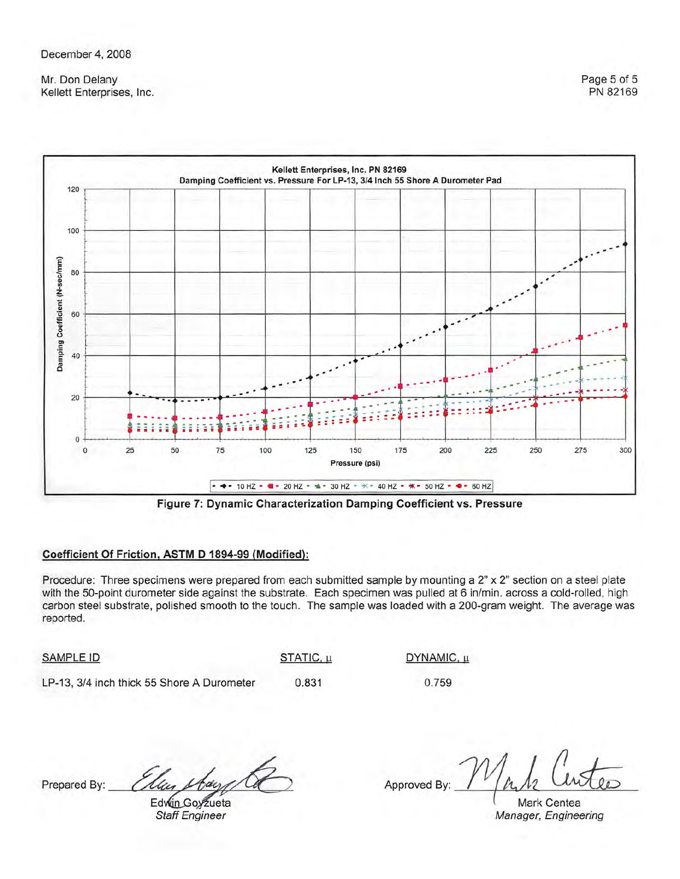December 4, 2008

Mr. Don Delany
Kellett Enterprises, Inc.

PN 82169

Kellett Enterprises, Inc. PN 82169
Damping Coefficient vs. Pressure For LP-13, 3/4 Inch 55 Shore A Durometer Pad

Damping Coefficient (N-sec/mm)

120
100
80
60
40
20
0

0 25 50 75 100 125 150 175 200 225 250 275 300

Pressure (psi)

10 HZ, 20 HZ, 30 HZ, 40 HZ, 50 HZ, 60 HZ

**Figure 7: Dynamic Characterization Damping Coefficient vs. Pressure**

## Coefficient Of Friction, ASTM D 1894-99 (Modified):

Procedure: Three specimens were prepared from each submitted sample by mounting a 2" x 2" section on a steel plate with the 50-point durometer side against the substrate. Each specimen was pulled at 6 in/min. across a cold-rolled, high carbon steel substrate, polished smooth to the touch. The sample was loaded with a 200-gram weight. The average was reported.

| SAMPLE ID | STATIC, $\mu$ | DYNAMIC, $\mu$ |
|---|---|---|
| LP-13, 3/4 inch thick 55 Shore A Durometer | 0.831 | 0.759 |

Prepared By: Edwin Goyzueta
*Staff Engineer*

Approved By: Mark Centea
*Manager, Engineering*